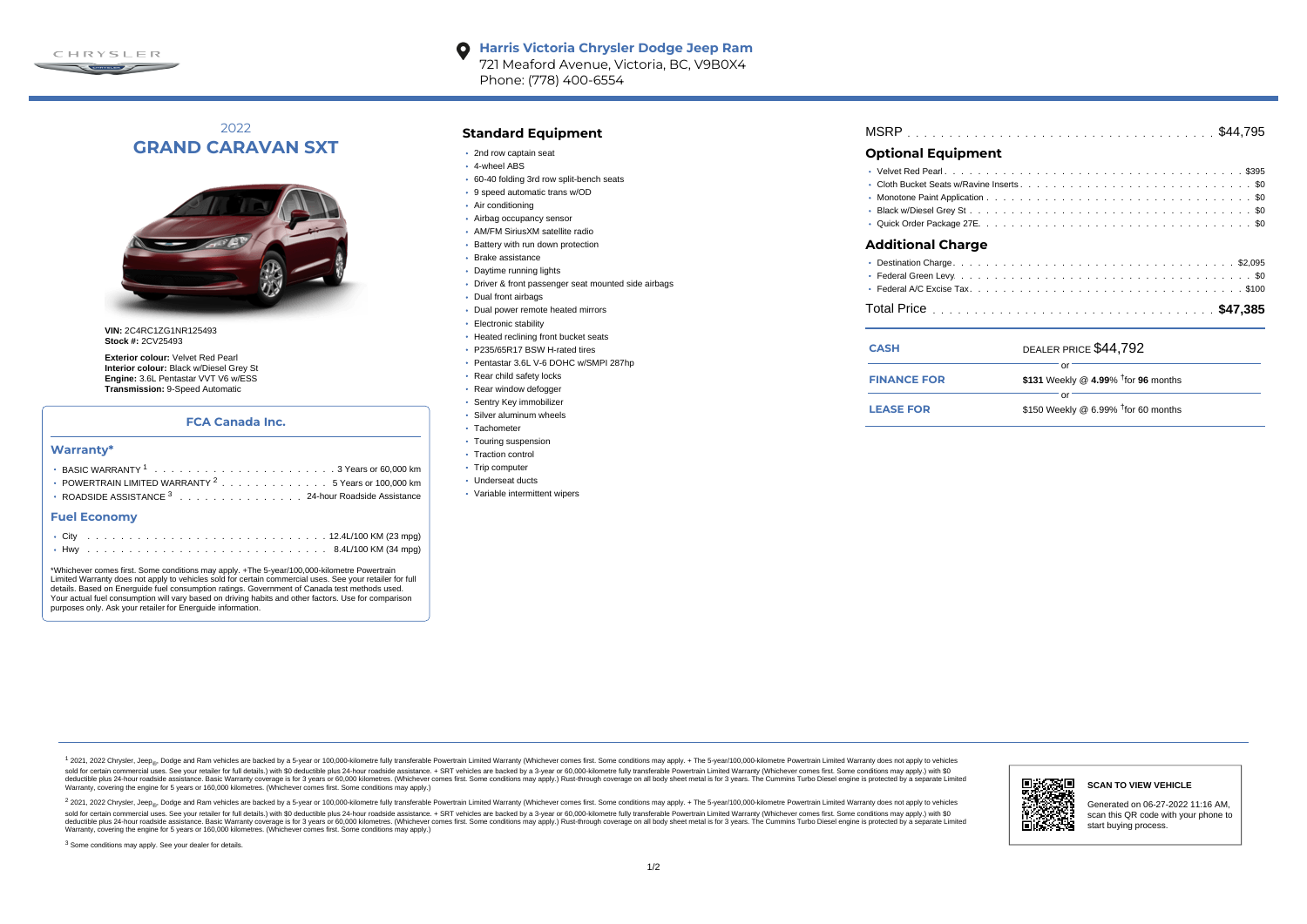**Harris Victoria Chrysler Dodge Jeep Ram**
721 Meaford Avenue, Victoria, BC, V9B0X4
Phone: (778) 400-6554

# 2022 GRAND CARAVAN SXT

**VIN:** 2C4RC1ZG1NR125493
**Stock #:** 2CV25493

**Exterior colour:** Velvet Red Pearl
**Interior colour:** Black w/Diesel Grey St
**Engine:** 3.6L Pentastar VVT V6 w/ESS
**Transmission:** 9-Speed Automatic

### FCA Canada Inc.

#### Warranty*

- BASIC WARRANTY [1] . . . . . 3 Years or 60,000 km
- POWERTRAIN LIMITED WARRANTY [2] . . . . . 5 Years or 100,000 km
- ROADSIDE ASSISTANCE [3] . . . . . 24-hour Roadside Assistance

#### Fuel Economy

- City . . . . . 12.4L/100 KM (23 mpg)
- Hwy . . . . . 8.4L/100 KM (34 mpg)

*Whichever comes first. Some conditions may apply. +The 5-year/100,000-kilometre Powertrain Limited Warranty does not apply to vehicles sold for certain commercial uses. See your retailer for full details. Based on Energuide fuel consumption ratings. Government of Canada test methods used. Your actual fuel consumption will vary based on driving habits and other factors. Use for comparison purposes only. Ask your retailer for Energuide information.

## Standard Equipment

- 2nd row captain seat
- 4-wheel ABS
- 60-40 folding 3rd row split-bench seats
- 9 speed automatic trans w/OD
- Air conditioning
- Airbag occupancy sensor
- AM/FM SiriusXM satellite radio
- Battery with run down protection
- Brake assistance
- Daytime running lights
- Driver & front passenger seat mounted side airbags
- Dual front airbags
- Dual power remote heated mirrors
- Electronic stability
- Heated reclining front bucket seats
- P235/65R17 BSW H-rated tires
- Pentastar 3.6L V-6 DOHC w/SMPI 287hp
- Rear child safety locks
- Rear window defogger
- Sentry Key immobilizer
- Silver aluminum wheels
- Tachometer
- Touring suspension
- Traction control
- Trip computer
- Underseat ducts
- Variable intermittent wipers

MSRP . . . . . $44,795

## Optional Equipment

- Velvet Red Pearl . . . . . $395
- Cloth Bucket Seats w/Ravine Inserts . . . . . $0
- Monotone Paint Application . . . . . $0
- Black w/Diesel Grey St . . . . . $0
- Quick Order Package 27E . . . . . $0

## Additional Charge

- Destination Charge . . . . . $2,095
- Federal Green Levy . . . . . $0
- Federal A/C Excise Tax . . . . . $100

Total Price . . . . . **$47,385**

| | |
|---|---|
| **CASH** | DEALER PRICE $44,792 |
| | or |
| **FINANCE FOR** | **$131** Weekly @ **4.99**% †for **96** months |
| | or |
| **LEASE FOR** | $150 Weekly @ 6.99% †for 60 months |

[1] 2021, 2022 Chrysler, Jeep®, Dodge and Ram vehicles are backed by a 5-year or 100,000-kilometre fully transferable Powertrain Limited Warranty (Whichever comes first. Some conditions may apply. + The 5-year/100,000-kilometre Powertrain Limited Warranty does not apply to vehicles sold for certain commercial uses. See your retailer for full details.) with $0 deductible plus 24-hour roadside assistance. + SRT vehicles are backed by a 3-year or 60,000-kilometre fully transferable Powertrain Limited Warranty (Whichever comes first. Some conditions may apply.) with $0 deductible plus 24-hour roadside assistance. Basic Warranty coverage is for 3 years or 60,000 kilometres. (Whichever comes first. Some conditions may apply.) Rust-through coverage on all body sheet metal is for 3 years. The Cummins Turbo Diesel engine is protected by a separate Limited Warranty, covering the engine for 5 years or 160,000 kilometres. (Whichever comes first. Some conditions may apply.)

[2] 2021, 2022 Chrysler, Jeep®, Dodge and Ram vehicles are backed by a 5-year or 100,000-kilometre fully transferable Powertrain Limited Warranty (Whichever comes first. Some conditions may apply. + The 5-year/100,000-kilometre Powertrain Limited Warranty does not apply to vehicles sold for certain commercial uses. See your retailer for full details.) with $0 deductible plus 24-hour roadside assistance. + SRT vehicles are backed by a 3-year or 60,000-kilometre fully transferable Powertrain Limited Warranty (Whichever comes first. Some conditions may apply.) with $0 deductible plus 24-hour roadside assistance. Basic Warranty coverage is for 3 years or 60,000 kilometres. (Whichever comes first. Some conditions may apply.) Rust-through coverage on all body sheet metal is for 3 years. The Cummins Turbo Diesel engine is protected by a separate Limited Warranty, covering the engine for 5 years or 160,000 kilometres. (Whichever comes first. Some conditions may apply.)

[3] Some conditions may apply. See your dealer for details.

**SCAN TO VIEW VEHICLE**

Generated on 06-27-2022 11:16 AM, scan this QR code with your phone to start buying process.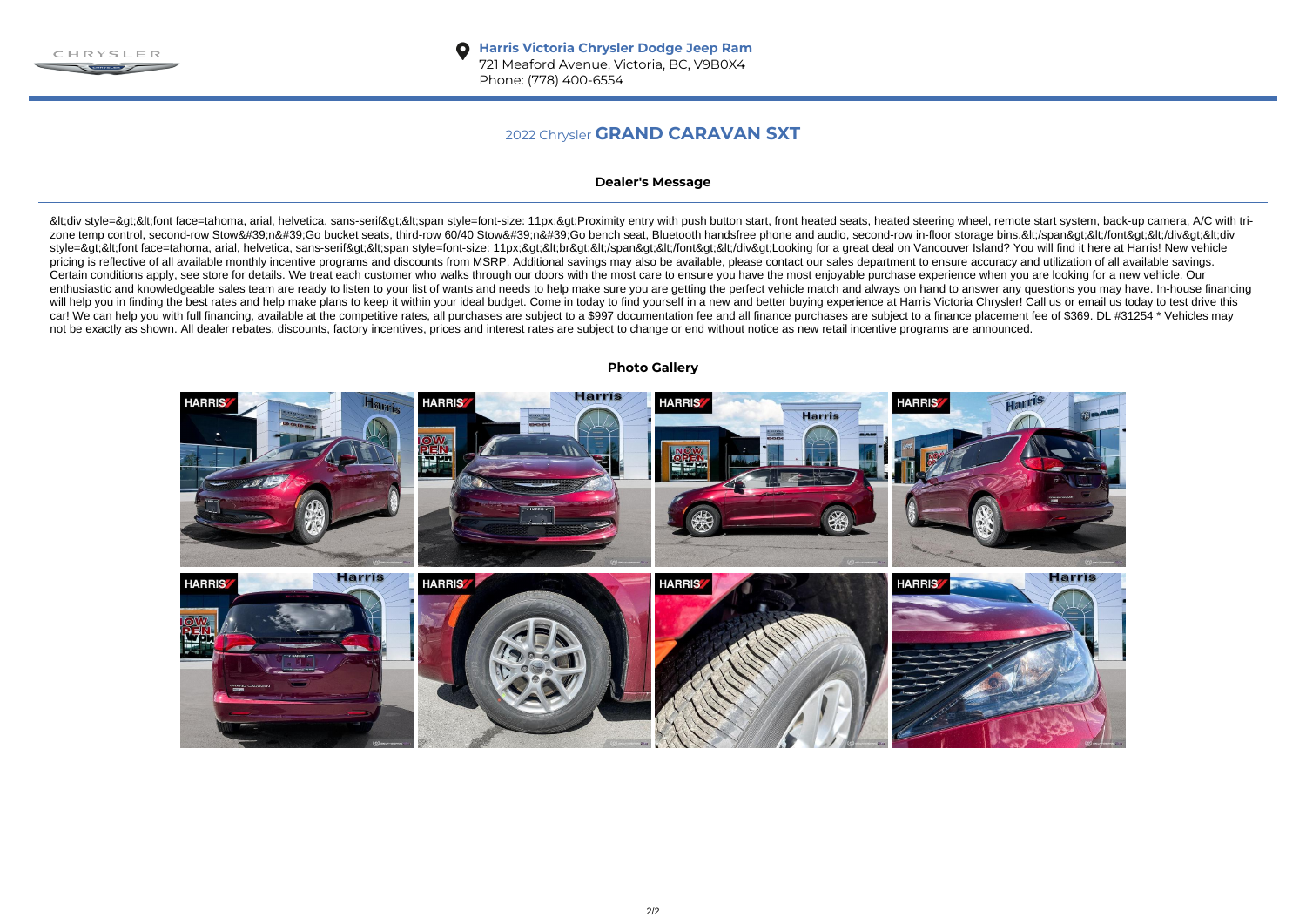CHRYSLER

**Harris Victoria Chrysler Dodge Jeep Ram**
721 Meaford Avenue, Victoria, BC, V9B0X4
Phone: (778) 400-6554

# 2022 Chrysler **GRAND CARAVAN SXT**

## Dealer's Message

&lt;div style=&gt;&lt;font face=tahoma, arial, helvetica, sans-serif&gt;&lt;span style=font-size: 11px;&gt;Proximity entry with push button start, front heated seats, heated steering wheel, remote start system, back-up camera, A/C with tri-zone temp control, second-row Stow&#39;n&#39;Go bucket seats, third-row 60/40 Stow&#39;n&#39;Go bench seat, Bluetooth handsfree phone and audio, second-row in-floor storage bins.&lt;/span&gt;&lt;/font&gt;&lt;/div&gt;&lt;div style=&gt;&lt;font face=tahoma, arial, helvetica, sans-serif&gt;&lt;span style=font-size: 11px;&gt;&lt;br&gt;&lt;/span&gt;&lt;/font&gt;&lt;/div&gt;Looking for a great deal on Vancouver Island? You will find it here at Harris! New vehicle pricing is reflective of all available monthly incentive programs and discounts from MSRP. Additional savings may also be available, please contact our sales department to ensure accuracy and utilization of all available savings. Certain conditions apply, see store for details. We treat each customer who walks through our doors with the most care to ensure you have the most enjoyable purchase experience when you are looking for a new vehicle. Our enthusiastic and knowledgeable sales team are ready to listen to your list of wants and needs to help make sure you are getting the perfect vehicle match and always on hand to answer any questions you may have. In-house financing will help you in finding the best rates and help make plans to keep it within your ideal budget. Come in today to find yourself in a new and better buying experience at Harris Victoria Chrysler! Call us or email us today to test drive this car! We can help you with full financing, available at the competitive rates, all purchases are subject to a $997 documentation fee and all finance purchases are subject to a finance placement fee of $369. DL #31254 * Vehicles may not be exactly as shown. All dealer rebates, discounts, factory incentives, prices and interest rates are subject to change or end without notice as new retail incentive programs are announced.

## Photo Gallery